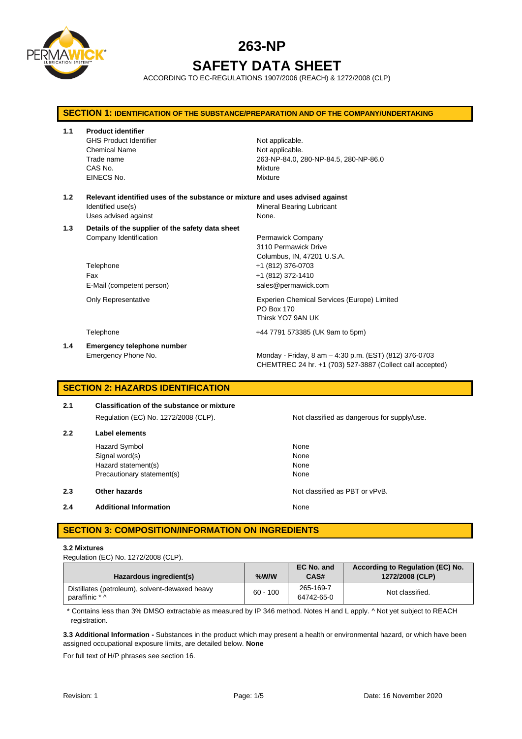# 263-NP

# SAFETY DATA SHEET

ACCORDING TO EC-REGULATIONS 1907/2006 (REACH) & 1272/2008 (CLP)

## SECTION 1: IDENTIFICATION OF THE SUBSTANCE/PREPARATION AND OF THE COMPANY/UNDERTAKING

**1.1 Product identifier**

| | |
|---|---|
| GHS Product Identifier | Not applicable. |
| Chemical Name | Not applicable. |
| Trade name | 263-NP-84.0, 280-NP-84.5, 280-NP-86.0 |
| CAS No. | Mixture |
| EINECS No. | Mixture |

**1.2 Relevant identified uses of the substance or mixture and uses advised against**

| | |
|---|---|
| Identified use(s) | Mineral Bearing Lubricant |
| Uses advised against | None. |

**1.3 Details of the supplier of the safety data sheet**

| | |
|---|---|
| Company Identification | Permawick Company<br>3110 Permawick Drive<br>Columbus, IN, 47201 U.S.A. |
| Telephone | +1 (812) 376-0703 |
| Fax | +1 (812) 372-1410 |
| E-Mail (competent person) | sales@permawick.com |
| Only Representative | Experien Chemical Services (Europe) Limited<br>PO Box 170<br>Thirsk YO7 9AN UK |
| Telephone | +44 7791 573385 (UK 9am to 5pm) |

**1.4 Emergency telephone number**

| | |
|---|---|
| Emergency Phone No. | Monday - Friday, 8 am – 4:30 p.m. (EST) (812) 376-0703<br>CHEMTREC 24 hr. +1 (703) 527-3887 (Collect call accepted) |

## SECTION 2: HAZARDS IDENTIFICATION

**2.1 Classification of the substance or mixture**

Regulation (EC) No. 1272/2008 (CLP). — Not classified as dangerous for supply/use.

**2.2 Label elements**

| | |
|---|---|
| Hazard Symbol | None |
| Signal word(s) | None |
| Hazard statement(s) | None |
| Precautionary statement(s) | None |

**2.3 Other hazards** — Not classified as PBT or vPvB.

**2.4 Additional Information** — None

## SECTION 3: COMPOSITION/INFORMATION ON INGREDIENTS

**3.2 Mixtures**

Regulation (EC) No. 1272/2008 (CLP).

| Hazardous ingredient(s) | %W/W | EC No. and CAS# | According to Regulation (EC) No. 1272/2008 (CLP) |
|---|---|---|---|
| Distillates (petroleum), solvent-dewaxed heavy paraffinic * ^ | 60 - 100 | 265-169-7<br>64742-65-0 | Not classified. |

\* Contains less than 3% DMSO extractable as measured by IP 346 method. Notes H and L apply. ^ Not yet subject to REACH registration.

**3.3 Additional Information -** Substances in the product which may present a health or environmental hazard, or which have been assigned occupational exposure limits, are detailed below. **None**

For full text of H/P phrases see section 16.

Revision: 1 Date: 16 November 2020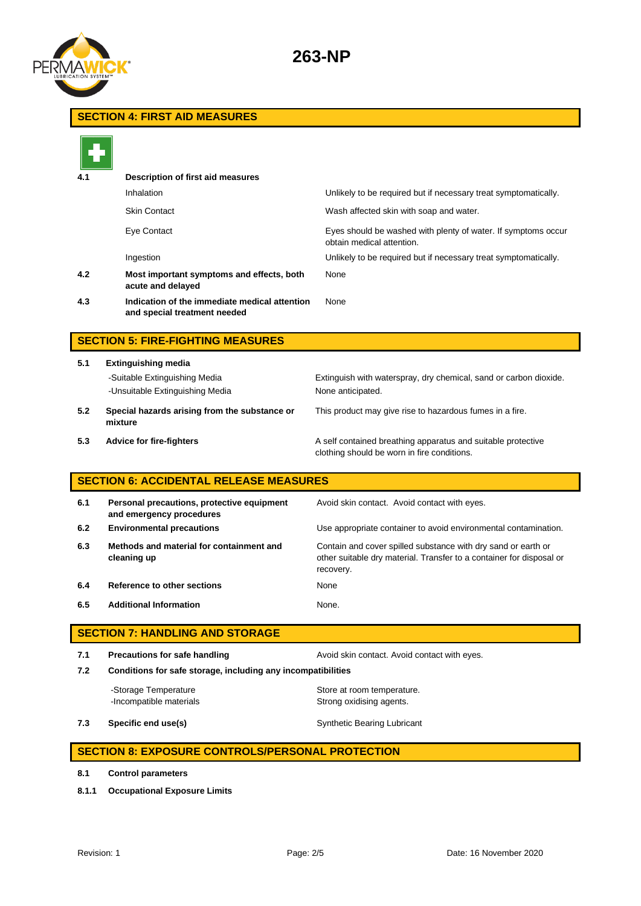## SECTION 4: FIRST AID MEASURES

| | | |
|---|---|---|
| **4.1** | **Description of first aid measures** | |
| | Inhalation | Unlikely to be required but if necessary treat symptomatically. |
| | Skin Contact | Wash affected skin with soap and water. |
| | Eye Contact | Eyes should be washed with plenty of water. If symptoms occur obtain medical attention. |
| | Ingestion | Unlikely to be required but if necessary treat symptomatically. |
| **4.2** | **Most important symptoms and effects, both acute and delayed** | None |
| **4.3** | **Indication of the immediate medical attention and special treatment needed** | None |

## SECTION 5: FIRE-FIGHTING MEASURES

| | | |
|---|---|---|
| **5.1** | **Extinguishing media** | |
| | -Suitable Extinguishing Media | Extinguish with waterspray, dry chemical, sand or carbon dioxide. |
| | -Unsuitable Extinguishing Media | None anticipated. |
| **5.2** | **Special hazards arising from the substance or mixture** | This product may give rise to hazardous fumes in a fire. |
| **5.3** | **Advice for fire-fighters** | A self contained breathing apparatus and suitable protective clothing should be worn in fire conditions. |

## SECTION 6: ACCIDENTAL RELEASE MEASURES

| | | |
|---|---|---|
| **6.1** | **Personal precautions, protective equipment and emergency procedures** | Avoid skin contact. Avoid contact with eyes. |
| **6.2** | **Environmental precautions** | Use appropriate container to avoid environmental contamination. |
| **6.3** | **Methods and material for containment and cleaning up** | Contain and cover spilled substance with dry sand or earth or other suitable dry material. Transfer to a container for disposal or recovery. |
| **6.4** | **Reference to other sections** | None |
| **6.5** | **Additional Information** | None. |

## SECTION 7: HANDLING AND STORAGE

| | | |
|---|---|---|
| **7.1** | **Precautions for safe handling** | Avoid skin contact. Avoid contact with eyes. |
| **7.2** | **Conditions for safe storage, including any incompatibilities** | |
| | -Storage Temperature | Store at room temperature. |
| | -Incompatible materials | Strong oxidising agents. |
| **7.3** | **Specific end use(s)** | Synthetic Bearing Lubricant |

## SECTION 8: EXPOSURE CONTROLS/PERSONAL PROTECTION

**8.1** **Control parameters**

**8.1.1** **Occupational Exposure Limits**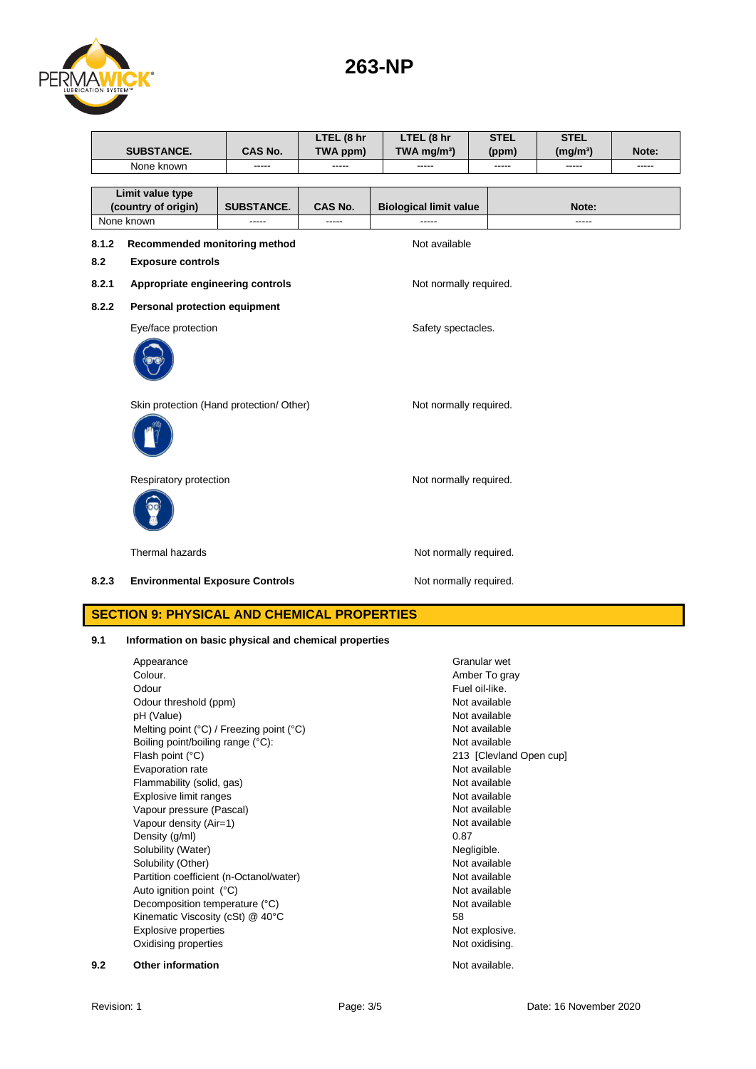| SUBSTANCE. | CAS No. | LTEL (8 hr TWA ppm) | LTEL (8 hr TWA mg/m³) | STEL (ppm) | STEL (mg/m³) | Note: |
|---|---|---|---|---|---|---|
| None known | ----- | ----- | ----- | ----- | ----- | ----- |

| Limit value type (country of origin) | SUBSTANCE. | CAS No. | Biological limit value | Note: |
|---|---|---|---|---|
| None known | ----- | ----- | ----- | ----- |

**8.1.2 Recommended monitoring method** — Not available

**8.2 Exposure controls**

**8.2.1 Appropriate engineering controls** — Not normally required.

**8.2.2 Personal protection equipment**

Eye/face protection — Safety spectacles.

Skin protection (Hand protection/ Other) — Not normally required.

Respiratory protection — Not normally required.

Thermal hazards — Not normally required.

**8.2.3 Environmental Exposure Controls** — Not normally required.

## SECTION 9: PHYSICAL AND CHEMICAL PROPERTIES

**9.1 Information on basic physical and chemical properties**

| | |
|---|---|
| Appearance | Granular wet |
| Colour. | Amber To gray |
| Odour | Fuel oil-like. |
| Odour threshold (ppm) | Not available |
| pH (Value) | Not available |
| Melting point (°C) / Freezing point (°C) | Not available |
| Boiling point/boiling range (°C): | Not available |
| Flash point (°C) | 213 [Clevland Open cup] |
| Evaporation rate | Not available |
| Flammability (solid, gas) | Not available |
| Explosive limit ranges | Not available |
| Vapour pressure (Pascal) | Not available |
| Vapour density (Air=1) | Not available |
| Density (g/ml) | 0.87 |
| Solubility (Water) | Negligible. |
| Solubility (Other) | Not available |
| Partition coefficient (n-Octanol/water) | Not available |
| Auto ignition point (°C) | Not available |
| Decomposition temperature (°C) | Not available |
| Kinematic Viscosity (cSt) @ 40°C | 58 |
| Explosive properties | Not explosive. |
| Oxidising properties | Not oxidising. |

**9.2 Other information** — Not available.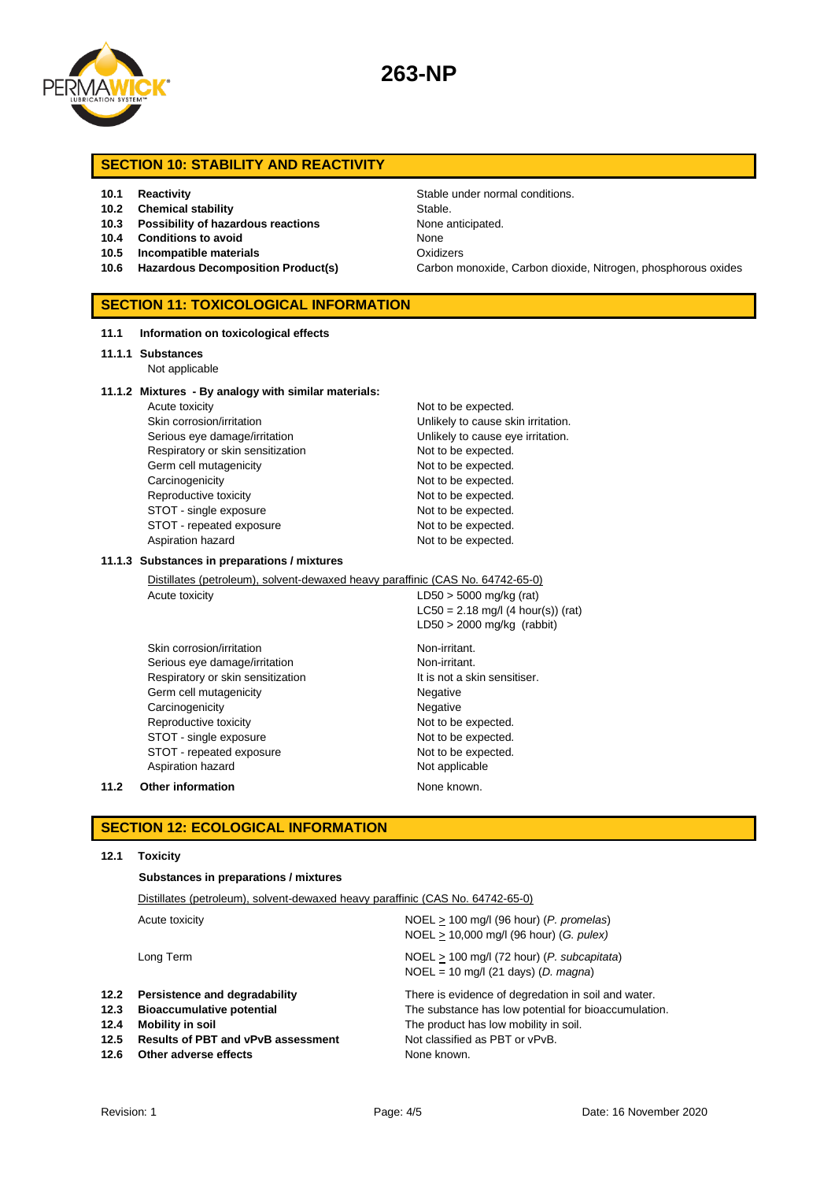## SECTION 10: STABILITY AND REACTIVITY

| | | |
|---|---|---|
| **10.1** | **Reactivity** | Stable under normal conditions. |
| **10.2** | **Chemical stability** | Stable. |
| **10.3** | **Possibility of hazardous reactions** | None anticipated. |
| **10.4** | **Conditions to avoid** | None |
| **10.5** | **Incompatible materials** | Oxidizers |
| **10.6** | **Hazardous Decomposition Product(s)** | Carbon monoxide, Carbon dioxide, Nitrogen, phosphorous oxides |

## SECTION 11: TOXICOLOGICAL INFORMATION

**11.1 Information on toxicological effects**

**11.1.1 Substances**

Not applicable

**11.1.2 Mixtures - By analogy with similar materials:**

| | |
|---|---|
| Acute toxicity | Not to be expected. |
| Skin corrosion/irritation | Unlikely to cause skin irritation. |
| Serious eye damage/irritation | Unlikely to cause eye irritation. |
| Respiratory or skin sensitization | Not to be expected. |
| Germ cell mutagenicity | Not to be expected. |
| Carcinogenicity | Not to be expected. |
| Reproductive toxicity | Not to be expected. |
| STOT - single exposure | Not to be expected. |
| STOT - repeated exposure | Not to be expected. |
| Aspiration hazard | Not to be expected. |

**11.1.3 Substances in preparations / mixtures**

Distillates (petroleum), solvent-dewaxed heavy paraffinic (CAS No. 64742-65-0)

| | |
|---|---|
| Acute toxicity | LD50 > 5000 mg/kg (rat)<br>LC50 = 2.18 mg/l (4 hour(s)) (rat)<br>LD50 > 2000 mg/kg (rabbit) |
| Skin corrosion/irritation | Non-irritant. |
| Serious eye damage/irritation | Non-irritant. |
| Respiratory or skin sensitization | It is not a skin sensitiser. |
| Germ cell mutagenicity | Negative |
| Carcinogenicity | Negative |
| Reproductive toxicity | Not to be expected. |
| STOT - single exposure | Not to be expected. |
| STOT - repeated exposure | Not to be expected. |
| Aspiration hazard | Not applicable |

**11.2 Other information** None known.

## SECTION 12: ECOLOGICAL INFORMATION

**12.1 Toxicity**

**Substances in preparations / mixtures**

Distillates (petroleum), solvent-dewaxed heavy paraffinic (CAS No. 64742-65-0)

| | |
|---|---|
| Acute toxicity | NOEL ≥ 100 mg/l (96 hour) (*P. promelas*)<br>NOEL ≥ 10,000 mg/l (96 hour) (*G. pulex)* |
| Long Term | NOEL ≥ 100 mg/l (72 hour) (*P. subcapitata*)<br>NOEL = 10 mg/l (21 days) (*D. magna*) |

| | | |
|---|---|---|
| **12.2** | **Persistence and degradability** | There is evidence of degredation in soil and water. |
| **12.3** | **Bioaccumulative potential** | The substance has low potential for bioaccumulation. |
| **12.4** | **Mobility in soil** | The product has low mobility in soil. |
| **12.5** | **Results of PBT and vPvB assessment** | Not classified as PBT or vPvB. |
| **12.6** | **Other adverse effects** | None known. |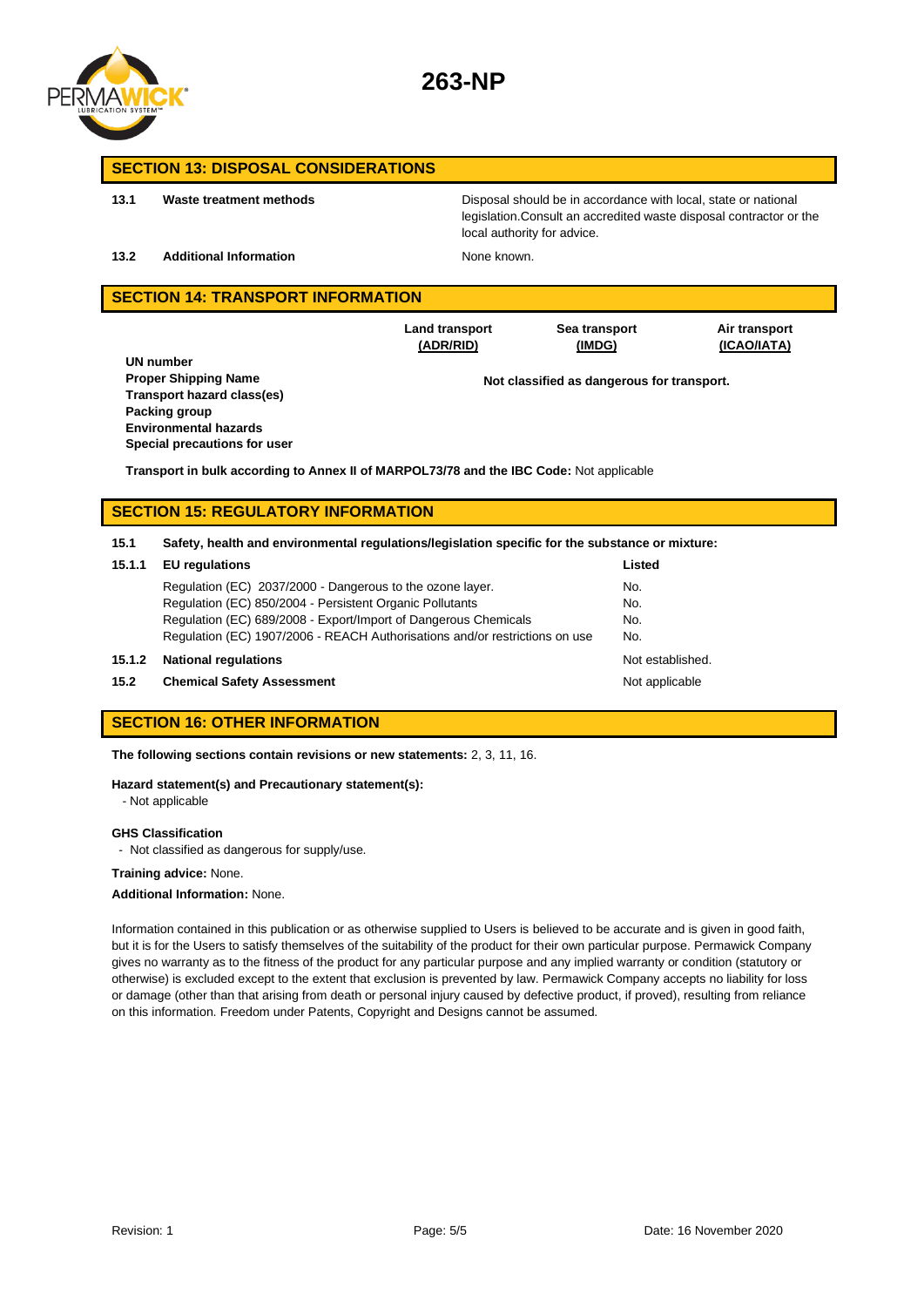## SECTION 13: DISPOSAL CONSIDERATIONS

| | | |
|---|---|---|
| 13.1 | **Waste treatment methods** | Disposal should be in accordance with local, state or national legislation.Consult an accredited waste disposal contractor or the local authority for advice. |
| 13.2 | **Additional Information** | None known. |

## SECTION 14: TRANSPORT INFORMATION

| | Land transport (ADR/RID) | Sea transport (IMDG) | Air transport (ICAO/IATA) |
|---|---|---|---|
| **UN number** | | | |
| **Proper Shipping Name** | | **Not classified as dangerous for transport.** | |
| **Transport hazard class(es)** | | | |
| **Packing group** | | | |
| **Environmental hazards** | | | |
| **Special precautions for user** | | | |

**Transport in bulk according to Annex II of MARPOL73/78 and the IBC Code:** Not applicable

## SECTION 15: REGULATORY INFORMATION

**15.1 Safety, health and environmental regulations/legislation specific for the substance or mixture:**

| | | |
|---|---|---|
| **15.1.1** | **EU regulations** | **Listed** |
| | Regulation (EC) 2037/2000 - Dangerous to the ozone layer. | No. |
| | Regulation (EC) 850/2004 - Persistent Organic Pollutants | No. |
| | Regulation (EC) 689/2008 - Export/Import of Dangerous Chemicals | No. |
| | Regulation (EC) 1907/2006 - REACH Authorisations and/or restrictions on use | No. |
| **15.1.2** | **National regulations** | Not established. |
| **15.2** | **Chemical Safety Assessment** | Not applicable |

## SECTION 16: OTHER INFORMATION

**The following sections contain revisions or new statements:** 2, 3, 11, 16.

**Hazard statement(s) and Precautionary statement(s):**
- Not applicable

**GHS Classification**
- Not classified as dangerous for supply/use.

**Training advice:** None.

**Additional Information:** None.

Information contained in this publication or as otherwise supplied to Users is believed to be accurate and is given in good faith, but it is for the Users to satisfy themselves of the suitability of the product for their own particular purpose. Permawick Company gives no warranty as to the fitness of the product for any particular purpose and any implied warranty or condition (statutory or otherwise) is excluded except to the extent that exclusion is prevented by law. Permawick Company accepts no liability for loss or damage (other than that arising from death or personal injury caused by defective product, if proved), resulting from reliance on this information. Freedom under Patents, Copyright and Designs cannot be assumed.

Revision: 1 Date: 16 November 2020